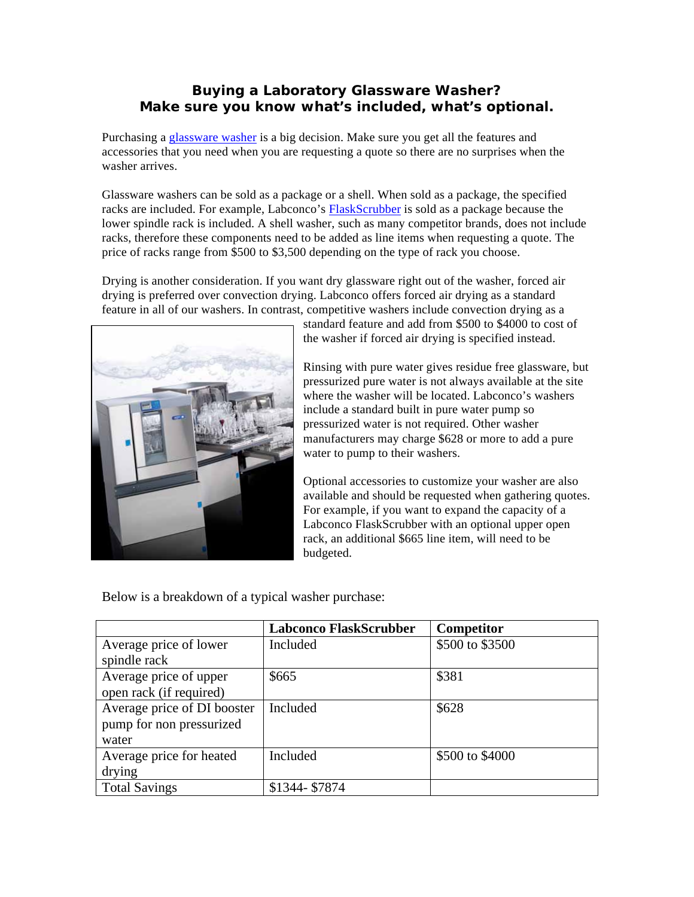# Buying a Laboratory Glassware Washer?
# Make sure you know what's included, what's optional.

Purchasing a glassware washer is a big decision. Make sure you get all the features and accessories that you need when you are requesting a quote so there are no surprises when the washer arrives.

Glassware washers can be sold as a package or a shell. When sold as a package, the specified racks are included. For example, Labconco's FlaskScrubber is sold as a package because the lower spindle rack is included. A shell washer, such as many competitor brands, does not include racks, therefore these components need to be added as line items when requesting a quote. The price of racks range from $500 to $3,500 depending on the type of rack you choose.

Drying is another consideration. If you want dry glassware right out of the washer, forced air drying is preferred over convection drying. Labconco offers forced air drying as a standard feature in all of our washers. In contrast, competitive washers include convection drying as a standard feature and add from $500 to $4000 to cost of the washer if forced air drying is specified instead.

Rinsing with pure water gives residue free glassware, but pressurized pure water is not always available at the site where the washer will be located. Labconco's washers include a standard built in pure water pump so pressurized water is not required. Other washer manufacturers may charge $628 or more to add a pure water to pump to their washers.

Optional accessories to customize your washer are also available and should be requested when gathering quotes. For example, if you want to expand the capacity of a Labconco FlaskScrubber with an optional upper open rack, an additional $665 line item, will need to be budgeted.

Below is a breakdown of a typical washer purchase:

| | Labconco FlaskScrubber | Competitor |
|---|---|---|
| Average price of lower spindle rack | Included | $500 to $3500 |
| Average price of upper open rack (if required) | $665 | $381 |
| Average price of DI booster pump for non pressurized water | Included | $628 |
| Average price for heated drying | Included | $500 to $4000 |
| Total Savings | $1344- $7874 | |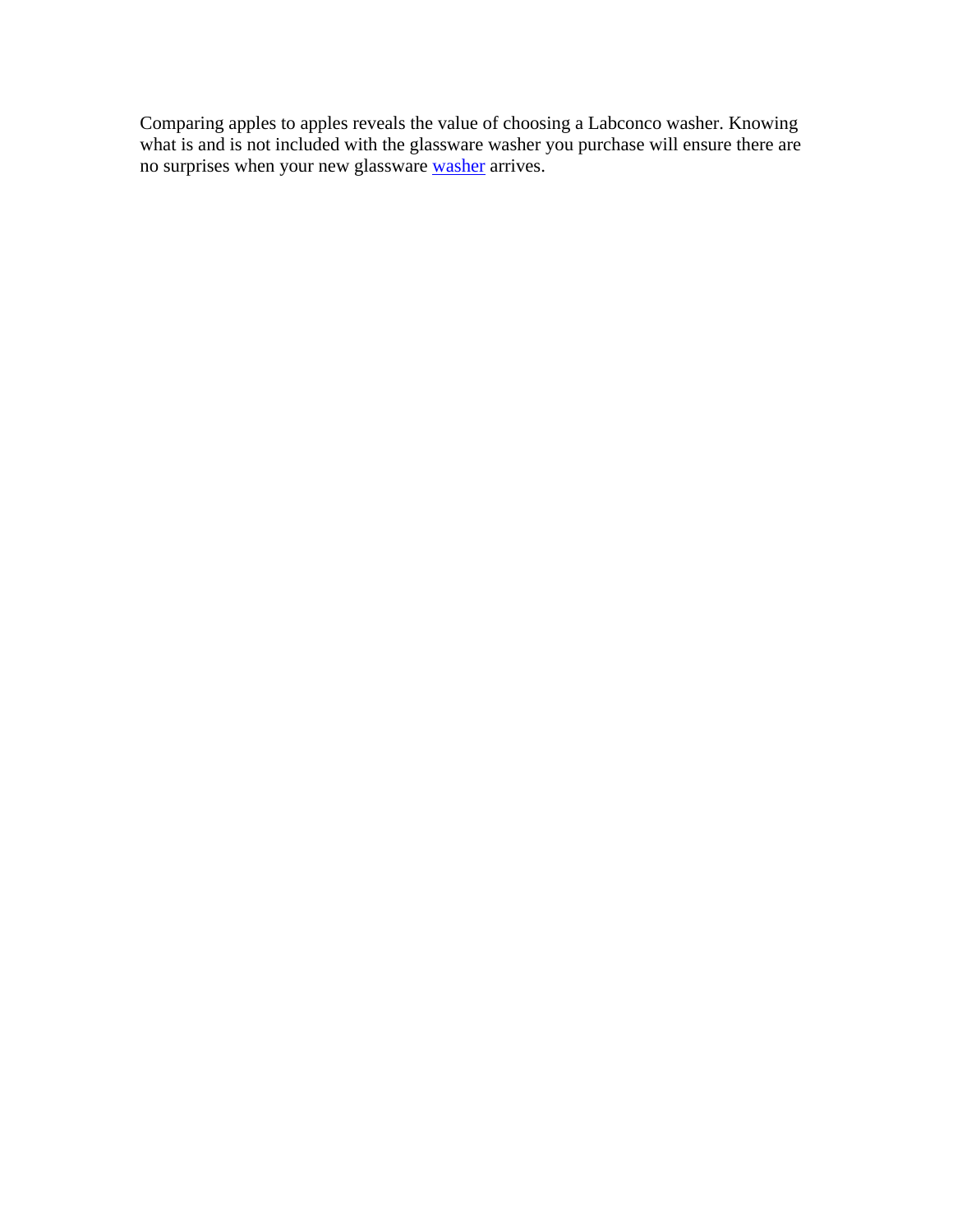Comparing apples to apples reveals the value of choosing a Labconco washer. Knowing what is and is not included with the glassware washer you purchase will ensure there are no surprises when your new glassware washer arrives.